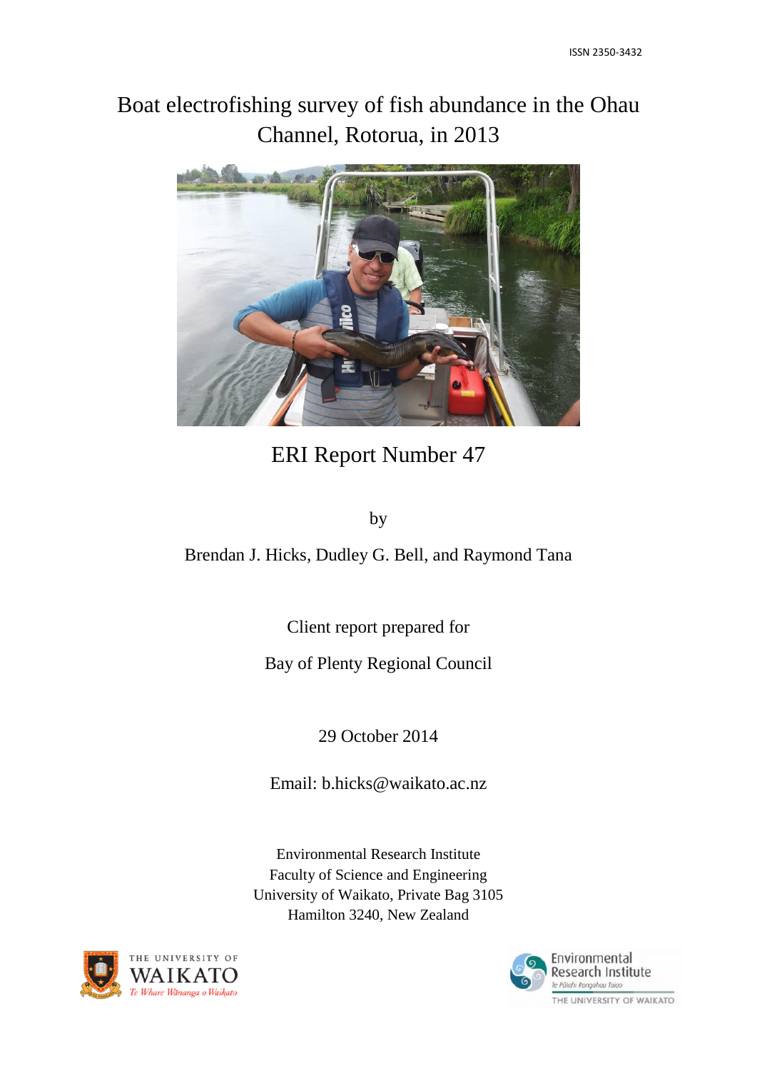ISSN 2350-3432

# Boat electrofishing survey of fish abundance in the Ohau Channel, Rotorua, in 2013

ERI Report Number 47

by

Brendan J. Hicks, Dudley G. Bell, and Raymond Tana

Client report prepared for

Bay of Plenty Regional Council

29 October 2014

Email: b.hicks@waikato.ac.nz

Environmental Research Institute
Faculty of Science and Engineering
University of Waikato, Private Bag 3105
Hamilton 3240, New Zealand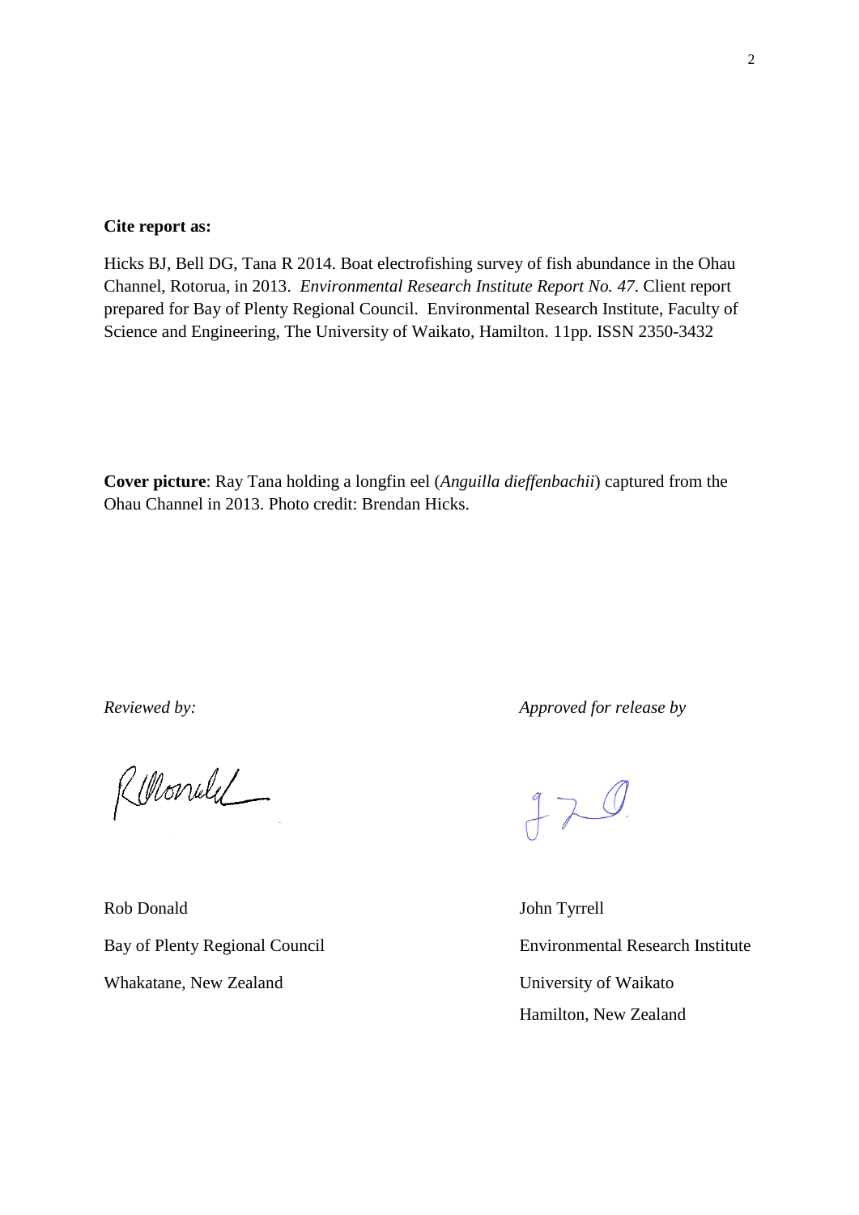**Cite report as:**

Hicks BJ, Bell DG, Tana R 2014. Boat electrofishing survey of fish abundance in the Ohau Channel, Rotorua, in 2013. *Environmental Research Institute Report No. 47*. Client report prepared for Bay of Plenty Regional Council. Environmental Research Institute, Faculty of Science and Engineering, The University of Waikato, Hamilton. 11pp. ISSN 2350-3432

**Cover picture**: Ray Tana holding a longfin eel (*Anguilla dieffenbachii*) captured from the Ohau Channel in 2013. Photo credit: Brendan Hicks.

*Reviewed by:*

Rob Donald
Bay of Plenty Regional Council
Whakatane, New Zealand

*Approved for release by*

John Tyrrell
Environmental Research Institute
University of Waikato
Hamilton, New Zealand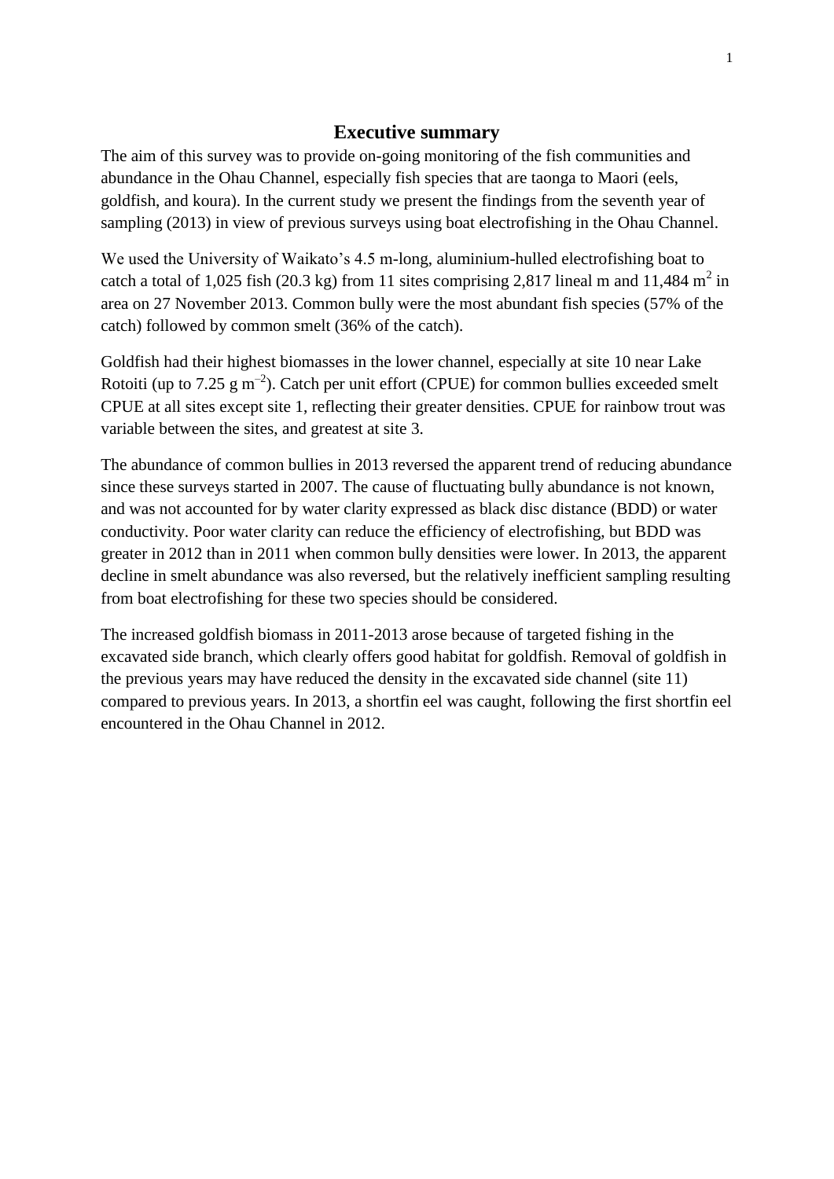# Executive summary

The aim of this survey was to provide on-going monitoring of the fish communities and abundance in the Ohau Channel, especially fish species that are taonga to Maori (eels, goldfish, and koura). In the current study we present the findings from the seventh year of sampling (2013) in view of previous surveys using boat electrofishing in the Ohau Channel.

We used the University of Waikato's 4.5 m-long, aluminium-hulled electrofishing boat to catch a total of 1,025 fish (20.3 kg) from 11 sites comprising 2,817 lineal m and 11,484 $m^2$ in area on 27 November 2013. Common bully were the most abundant fish species (57% of the catch) followed by common smelt (36% of the catch).

Goldfish had their highest biomasses in the lower channel, especially at site 10 near Lake Rotoiti (up to 7.25 g $m^{-2}$). Catch per unit effort (CPUE) for common bullies exceeded smelt CPUE at all sites except site 1, reflecting their greater densities. CPUE for rainbow trout was variable between the sites, and greatest at site 3.

The abundance of common bullies in 2013 reversed the apparent trend of reducing abundance since these surveys started in 2007. The cause of fluctuating bully abundance is not known, and was not accounted for by water clarity expressed as black disc distance (BDD) or water conductivity. Poor water clarity can reduce the efficiency of electrofishing, but BDD was greater in 2012 than in 2011 when common bully densities were lower. In 2013, the apparent decline in smelt abundance was also reversed, but the relatively inefficient sampling resulting from boat electrofishing for these two species should be considered.

The increased goldfish biomass in 2011-2013 arose because of targeted fishing in the excavated side branch, which clearly offers good habitat for goldfish. Removal of goldfish in the previous years may have reduced the density in the excavated side channel (site 11) compared to previous years. In 2013, a shortfin eel was caught, following the first shortfin eel encountered in the Ohau Channel in 2012.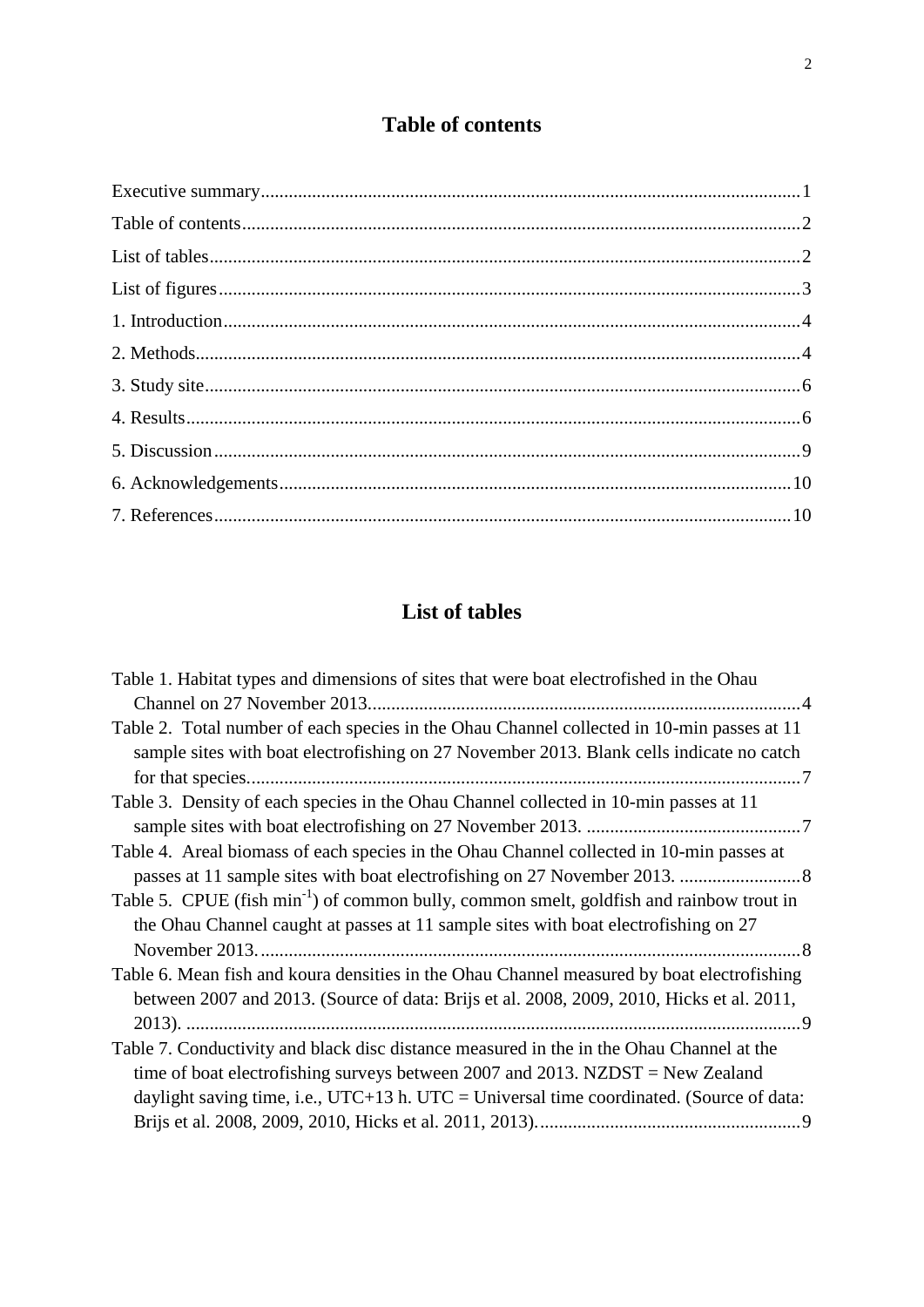# Table of contents

Executive summary....................................................................................................................1

Table of contents........................................................................................................................2

List of tables..............................................................................................................................2

List of figures.............................................................................................................................3

1. Introduction............................................................................................................................4

2. Methods.................................................................................................................................4

3. Study site...............................................................................................................................6

4. Results...................................................................................................................................6

5. Discussion.............................................................................................................................9

6. Acknowledgements..............................................................................................................10

7. References...........................................................................................................................10

# List of tables

Table 1. Habitat types and dimensions of sites that were boat electrofished in the Ohau Channel on 27 November 2013.............................................................................................4

Table 2. Total number of each species in the Ohau Channel collected in 10-min passes at 11 sample sites with boat electrofishing on 27 November 2013. Blank cells indicate no catch for that species......................................................................................................................7

Table 3. Density of each species in the Ohau Channel collected in 10-min passes at 11 sample sites with boat electrofishing on 27 November 2013. ..............................................7

Table 4. Areal biomass of each species in the Ohau Channel collected in 10-min passes at passes at 11 sample sites with boat electrofishing on 27 November 2013. ..........................8

Table 5. CPUE (fish min$^{-1}$) of common bully, common smelt, goldfish and rainbow trout in the Ohau Channel caught at passes at 11 sample sites with boat electrofishing on 27 November 2013....................................................................................................................8

Table 6. Mean fish and koura densities in the Ohau Channel measured by boat electrofishing between 2007 and 2013. (Source of data: Brijs et al. 2008, 2009, 2010, Hicks et al. 2011, 2013). ...................................................................................................................................9

Table 7. Conductivity and black disc distance measured in the in the Ohau Channel at the time of boat electrofishing surveys between 2007 and 2013. NZDST = New Zealand daylight saving time, i.e., UTC+13 h. UTC = Universal time coordinated. (Source of data: Brijs et al. 2008, 2009, 2010, Hicks et al. 2011, 2013).........................................................9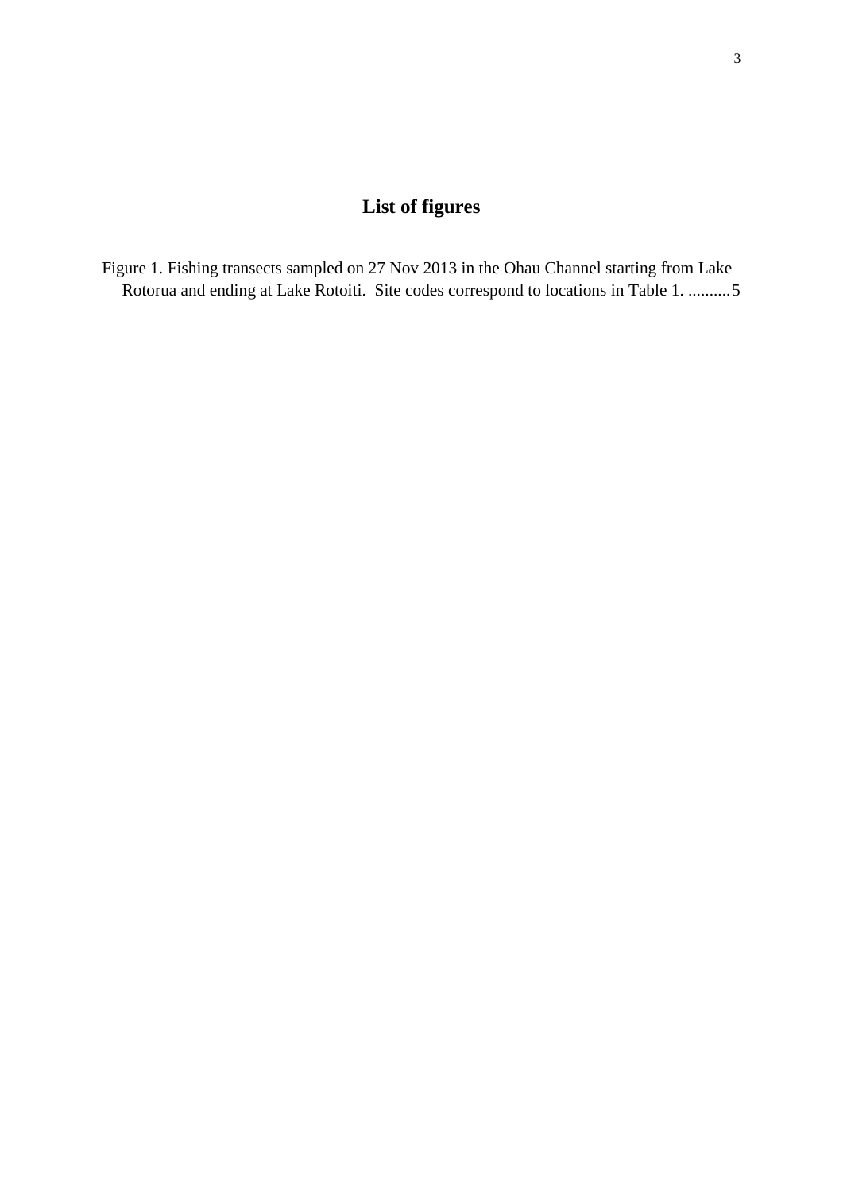# List of figures

Figure 1. Fishing transects sampled on 27 Nov 2013 in the Ohau Channel starting from Lake Rotorua and ending at Lake Rotoiti. Site codes correspond to locations in Table 1. ..........5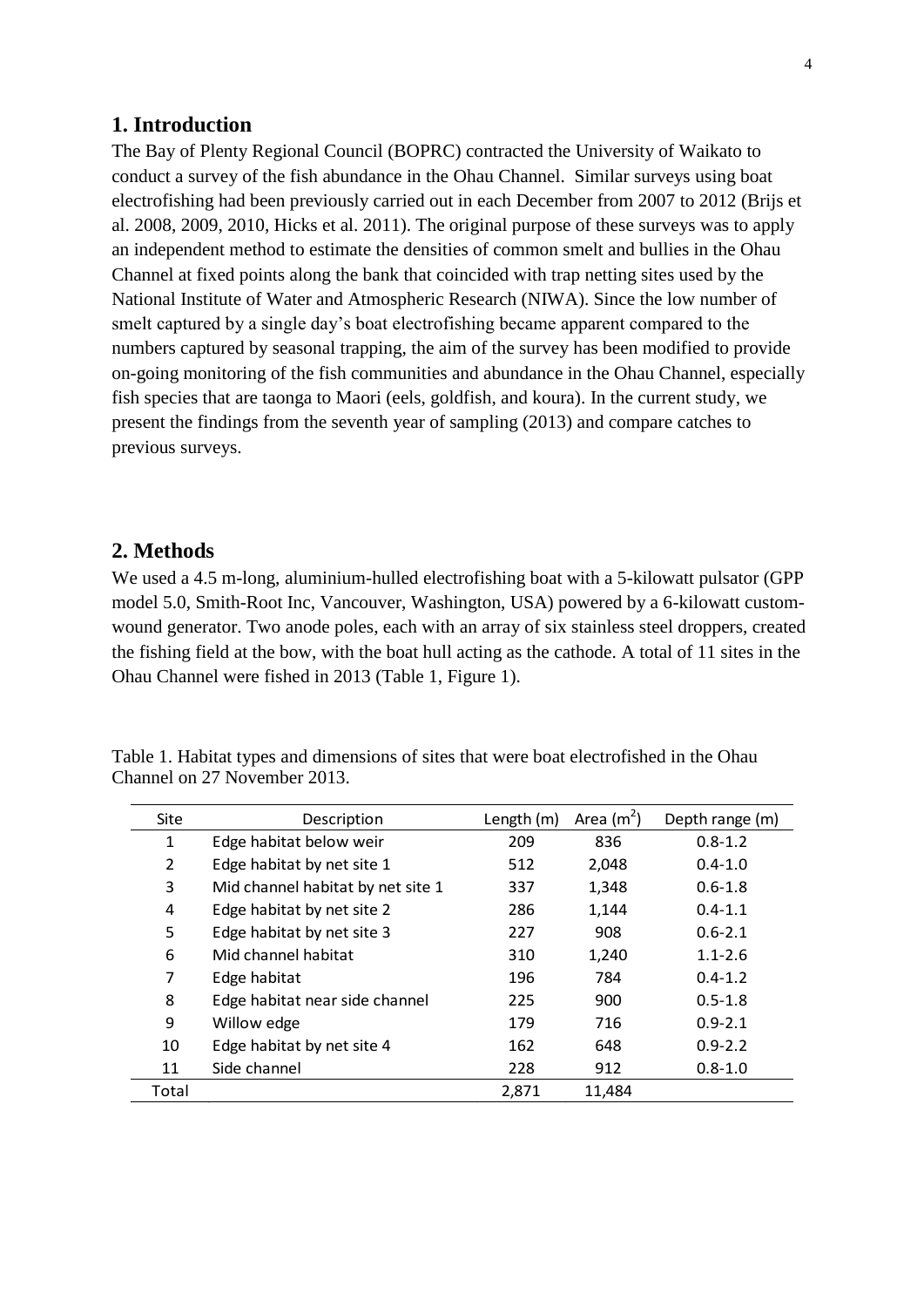## 1. Introduction

The Bay of Plenty Regional Council (BOPRC) contracted the University of Waikato to conduct a survey of the fish abundance in the Ohau Channel. Similar surveys using boat electrofishing had been previously carried out in each December from 2007 to 2012 (Brijs et al. 2008, 2009, 2010, Hicks et al. 2011). The original purpose of these surveys was to apply an independent method to estimate the densities of common smelt and bullies in the Ohau Channel at fixed points along the bank that coincided with trap netting sites used by the National Institute of Water and Atmospheric Research (NIWA). Since the low number of smelt captured by a single day's boat electrofishing became apparent compared to the numbers captured by seasonal trapping, the aim of the survey has been modified to provide on-going monitoring of the fish communities and abundance in the Ohau Channel, especially fish species that are taonga to Maori (eels, goldfish, and koura). In the current study, we present the findings from the seventh year of sampling (2013) and compare catches to previous surveys.

## 2. Methods

We used a 4.5 m-long, aluminium-hulled electrofishing boat with a 5-kilowatt pulsator (GPP model 5.0, Smith-Root Inc, Vancouver, Washington, USA) powered by a 6-kilowatt custom-wound generator. Two anode poles, each with an array of six stainless steel droppers, created the fishing field at the bow, with the boat hull acting as the cathode. A total of 11 sites in the Ohau Channel were fished in 2013 (Table 1, Figure 1).

Table 1. Habitat types and dimensions of sites that were boat electrofished in the Ohau Channel on 27 November 2013.

| Site | Description | Length (m) | Area ($m^2$) | Depth range (m) |
|---|---|---|---|---|
| 1 | Edge habitat below weir | 209 | 836 | 0.8-1.2 |
| 2 | Edge habitat by net site 1 | 512 | 2,048 | 0.4-1.0 |
| 3 | Mid channel habitat by net site 1 | 337 | 1,348 | 0.6-1.8 |
| 4 | Edge habitat by net site 2 | 286 | 1,144 | 0.4-1.1 |
| 5 | Edge habitat by net site 3 | 227 | 908 | 0.6-2.1 |
| 6 | Mid channel habitat | 310 | 1,240 | 1.1-2.6 |
| 7 | Edge habitat | 196 | 784 | 0.4-1.2 |
| 8 | Edge habitat near side channel | 225 | 900 | 0.5-1.8 |
| 9 | Willow edge | 179 | 716 | 0.9-2.1 |
| 10 | Edge habitat by net site 4 | 162 | 648 | 0.9-2.2 |
| 11 | Side channel | 228 | 912 | 0.8-1.0 |
| Total | | 2,871 | 11,484 | |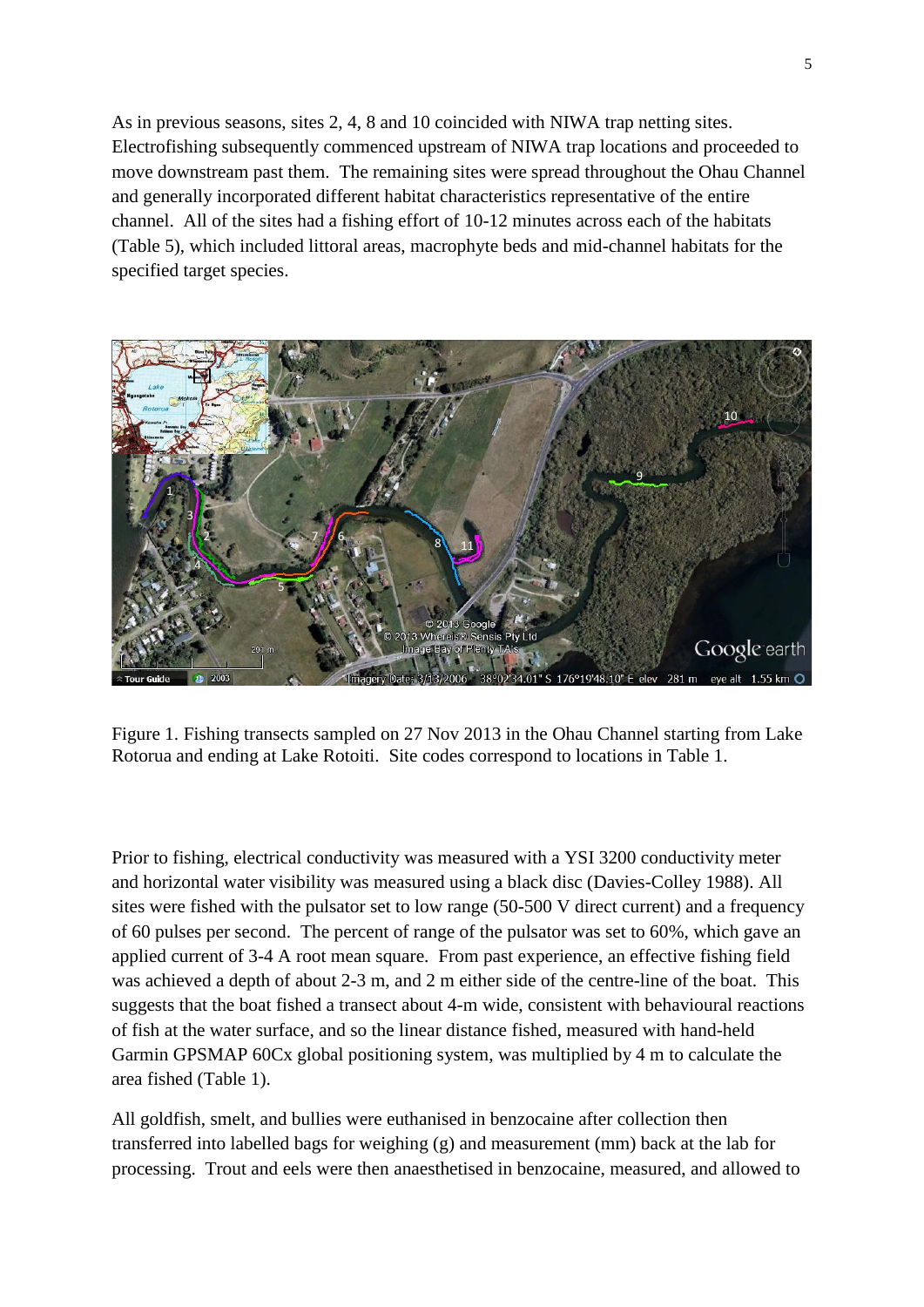As in previous seasons, sites 2, 4, 8 and 10 coincided with NIWA trap netting sites. Electrofishing subsequently commenced upstream of NIWA trap locations and proceeded to move downstream past them. The remaining sites were spread throughout the Ohau Channel and generally incorporated different habitat characteristics representative of the entire channel. All of the sites had a fishing effort of 10-12 minutes across each of the habitats (Table 5), which included littoral areas, macrophyte beds and mid-channel habitats for the specified target species.

Figure 1. Fishing transects sampled on 27 Nov 2013 in the Ohau Channel starting from Lake Rotorua and ending at Lake Rotoiti. Site codes correspond to locations in Table 1.

Prior to fishing, electrical conductivity was measured with a YSI 3200 conductivity meter and horizontal water visibility was measured using a black disc (Davies-Colley 1988). All sites were fished with the pulsator set to low range (50-500 V direct current) and a frequency of 60 pulses per second. The percent of range of the pulsator was set to 60%, which gave an applied current of 3-4 A root mean square. From past experience, an effective fishing field was achieved a depth of about 2-3 m, and 2 m either side of the centre-line of the boat. This suggests that the boat fished a transect about 4-m wide, consistent with behavioural reactions of fish at the water surface, and so the linear distance fished, measured with hand-held Garmin GPSMAP 60Cx global positioning system, was multiplied by 4 m to calculate the area fished (Table 1).

All goldfish, smelt, and bullies were euthanised in benzocaine after collection then transferred into labelled bags for weighing (g) and measurement (mm) back at the lab for processing. Trout and eels were then anaesthetised in benzocaine, measured, and allowed to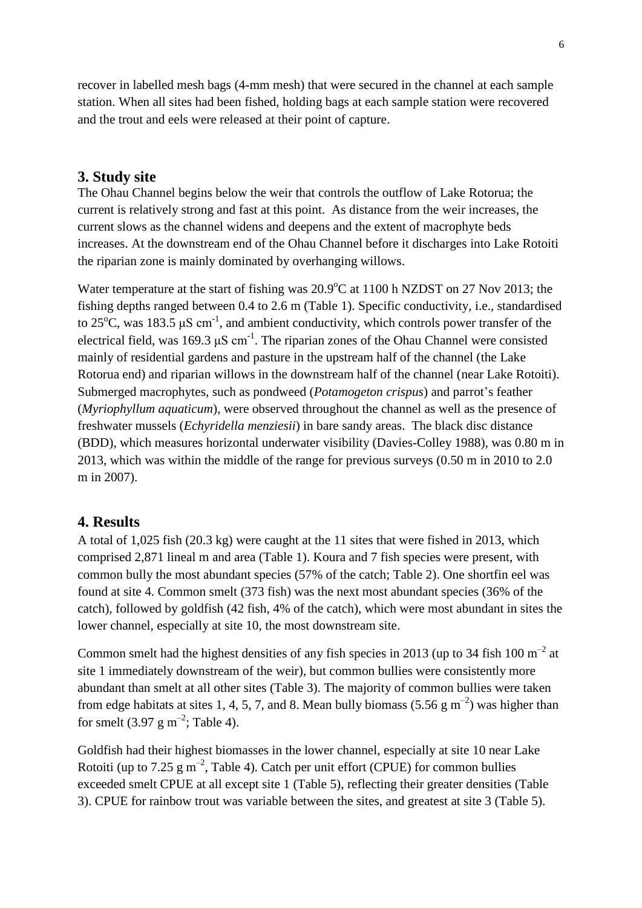recover in labelled mesh bags (4-mm mesh) that were secured in the channel at each sample station. When all sites had been fished, holding bags at each sample station were recovered and the trout and eels were released at their point of capture.

## 3. Study site

The Ohau Channel begins below the weir that controls the outflow of Lake Rotorua; the current is relatively strong and fast at this point. As distance from the weir increases, the current slows as the channel widens and deepens and the extent of macrophyte beds increases. At the downstream end of the Ohau Channel before it discharges into Lake Rotoiti the riparian zone is mainly dominated by overhanging willows.

Water temperature at the start of fishing was 20.9°C at 1100 h NZDST on 27 Nov 2013; the fishing depths ranged between 0.4 to 2.6 m (Table 1). Specific conductivity, i.e., standardised to 25°C, was 183.5 μS cm$^{-1}$, and ambient conductivity, which controls power transfer of the electrical field, was 169.3 μS cm$^{-1}$. The riparian zones of the Ohau Channel were consisted mainly of residential gardens and pasture in the upstream half of the channel (the Lake Rotorua end) and riparian willows in the downstream half of the channel (near Lake Rotoiti). Submerged macrophytes, such as pondweed (*Potamogeton crispus*) and parrot's feather (*Myriophyllum aquaticum*), were observed throughout the channel as well as the presence of freshwater mussels (*Echyridella menziesii*) in bare sandy areas. The black disc distance (BDD), which measures horizontal underwater visibility (Davies-Colley 1988), was 0.80 m in 2013, which was within the middle of the range for previous surveys (0.50 m in 2010 to 2.0 m in 2007).

## 4. Results

A total of 1,025 fish (20.3 kg) were caught at the 11 sites that were fished in 2013, which comprised 2,871 lineal m and area (Table 1). Koura and 7 fish species were present, with common bully the most abundant species (57% of the catch; Table 2). One shortfin eel was found at site 4. Common smelt (373 fish) was the next most abundant species (36% of the catch), followed by goldfish (42 fish, 4% of the catch), which were most abundant in sites the lower channel, especially at site 10, the most downstream site.

Common smelt had the highest densities of any fish species in 2013 (up to 34 fish 100 m$^{-2}$ at site 1 immediately downstream of the weir), but common bullies were consistently more abundant than smelt at all other sites (Table 3). The majority of common bullies were taken from edge habitats at sites 1, 4, 5, 7, and 8. Mean bully biomass (5.56 g m$^{-2}$) was higher than for smelt (3.97 g m$^{-2}$; Table 4).

Goldfish had their highest biomasses in the lower channel, especially at site 10 near Lake Rotoiti (up to 7.25 g m$^{-2}$, Table 4). Catch per unit effort (CPUE) for common bullies exceeded smelt CPUE at all except site 1 (Table 5), reflecting their greater densities (Table 3). CPUE for rainbow trout was variable between the sites, and greatest at site 3 (Table 5).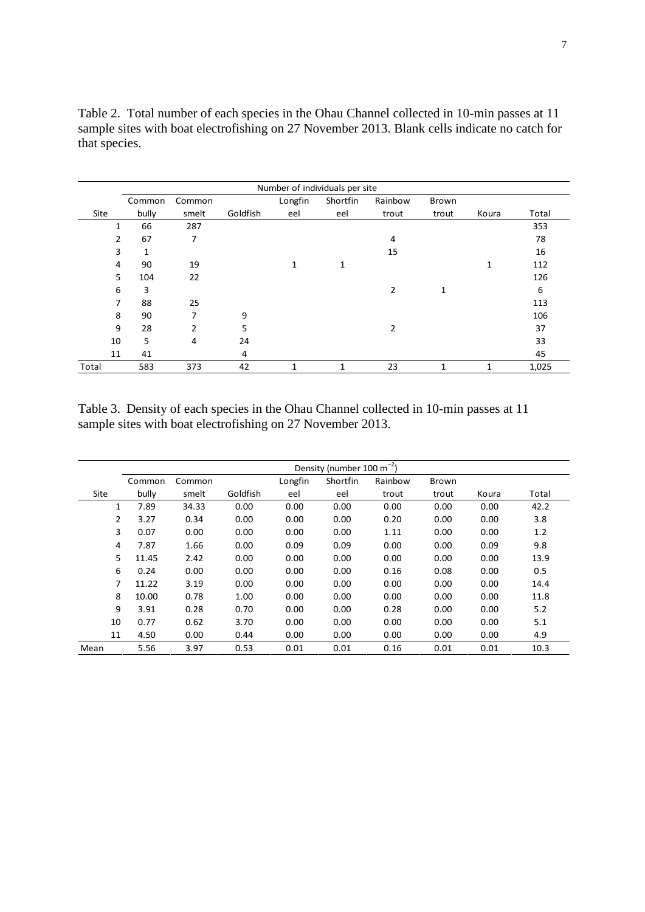Table 2. Total number of each species in the Ohau Channel collected in 10-min passes at 11 sample sites with boat electrofishing on 27 November 2013. Blank cells indicate no catch for that species.

| | Number of individuals per site | | | | | | | | |
|---|---|---|---|---|---|---|---|---|---|
| Site | Common bully | Common smelt | Goldfish | Longfin eel | Shortfin eel | Rainbow trout | Brown trout | Koura | Total |
| 1 | 66 | 287 | | | | | | | 353 |
| 2 | 67 | 7 | | | | 4 | | | 78 |
| 3 | 1 | | | | | 15 | | | 16 |
| 4 | 90 | 19 | | 1 | 1 | | | 1 | 112 |
| 5 | 104 | 22 | | | | | | | 126 |
| 6 | 3 | | | | | 2 | 1 | | 6 |
| 7 | 88 | 25 | | | | | | | 113 |
| 8 | 90 | 7 | 9 | | | | | | 106 |
| 9 | 28 | 2 | 5 | | | 2 | | | 37 |
| 10 | 5 | 4 | 24 | | | | | | 33 |
| 11 | 41 | | 4 | | | | | | 45 |
| Total | 583 | 373 | 42 | 1 | 1 | 23 | 1 | 1 | 1,025 |

Table 3. Density of each species in the Ohau Channel collected in 10-min passes at 11 sample sites with boat electrofishing on 27 November 2013.

| | Density (number 100 $m^{-2}$) | | | | | | | | |
|---|---|---|---|---|---|---|---|---|---|
| Site | Common bully | Common smelt | Goldfish | Longfin eel | Shortfin eel | Rainbow trout | Brown trout | Koura | Total |
| 1 | 7.89 | 34.33 | 0.00 | 0.00 | 0.00 | 0.00 | 0.00 | 0.00 | 42.2 |
| 2 | 3.27 | 0.34 | 0.00 | 0.00 | 0.00 | 0.20 | 0.00 | 0.00 | 3.8 |
| 3 | 0.07 | 0.00 | 0.00 | 0.00 | 0.00 | 1.11 | 0.00 | 0.00 | 1.2 |
| 4 | 7.87 | 1.66 | 0.00 | 0.09 | 0.09 | 0.00 | 0.00 | 0.09 | 9.8 |
| 5 | 11.45 | 2.42 | 0.00 | 0.00 | 0.00 | 0.00 | 0.00 | 0.00 | 13.9 |
| 6 | 0.24 | 0.00 | 0.00 | 0.00 | 0.00 | 0.16 | 0.08 | 0.00 | 0.5 |
| 7 | 11.22 | 3.19 | 0.00 | 0.00 | 0.00 | 0.00 | 0.00 | 0.00 | 14.4 |
| 8 | 10.00 | 0.78 | 1.00 | 0.00 | 0.00 | 0.00 | 0.00 | 0.00 | 11.8 |
| 9 | 3.91 | 0.28 | 0.70 | 0.00 | 0.00 | 0.28 | 0.00 | 0.00 | 5.2 |
| 10 | 0.77 | 0.62 | 3.70 | 0.00 | 0.00 | 0.00 | 0.00 | 0.00 | 5.1 |
| 11 | 4.50 | 0.00 | 0.44 | 0.00 | 0.00 | 0.00 | 0.00 | 0.00 | 4.9 |
| Mean | 5.56 | 3.97 | 0.53 | 0.01 | 0.01 | 0.16 | 0.01 | 0.01 | 10.3 |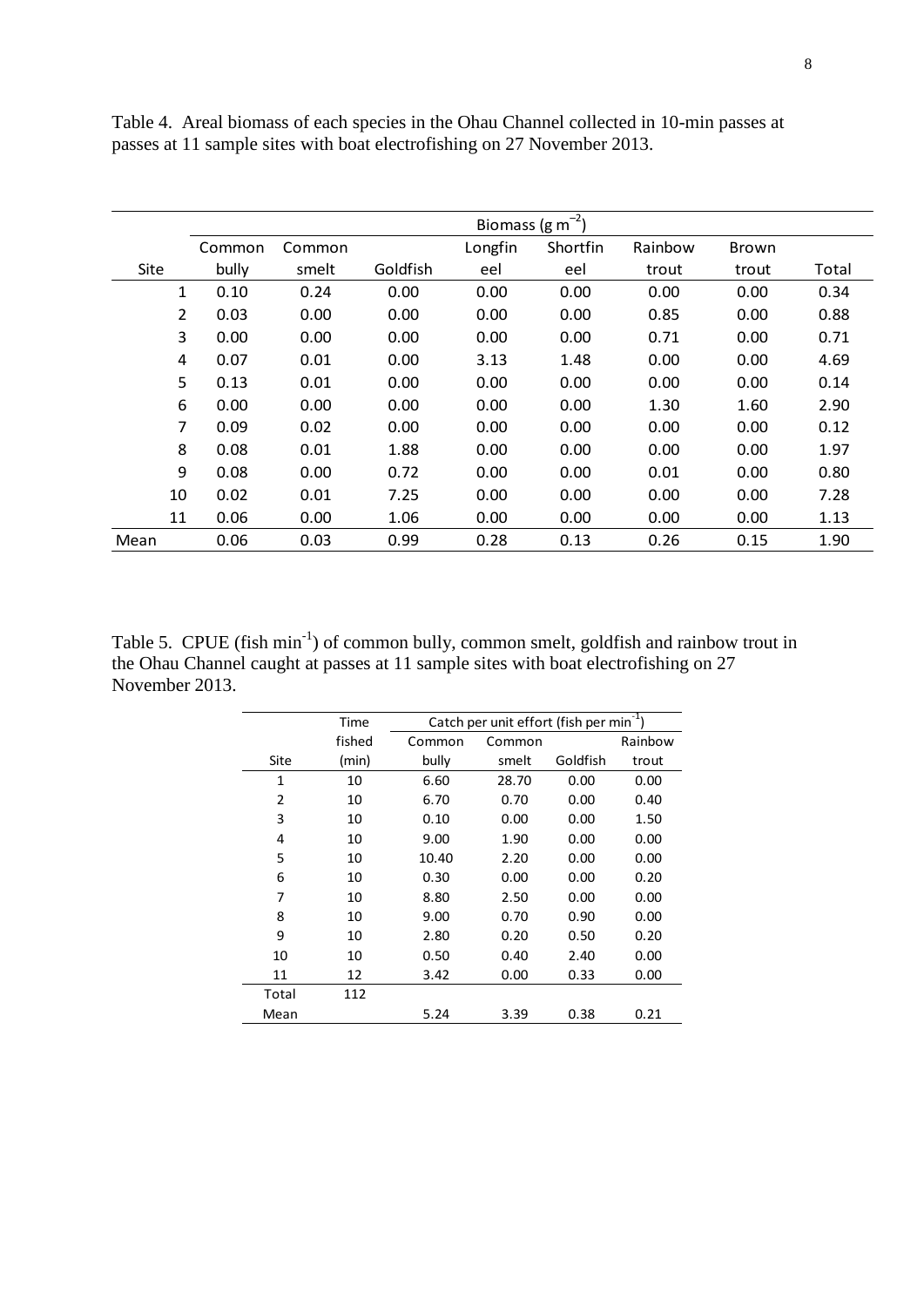Table 4. Areal biomass of each species in the Ohau Channel collected in 10-min passes at passes at 11 sample sites with boat electrofishing on 27 November 2013.

| | Biomass (g m$^{-2}$) | | | | | | | |
|---|---|---|---|---|---|---|---|---|
| Site | Common bully | Common smelt | Goldfish | Longfin eel | Shortfin eel | Rainbow trout | Brown trout | Total |
| 1 | 0.10 | 0.24 | 0.00 | 0.00 | 0.00 | 0.00 | 0.00 | 0.34 |
| 2 | 0.03 | 0.00 | 0.00 | 0.00 | 0.00 | 0.85 | 0.00 | 0.88 |
| 3 | 0.00 | 0.00 | 0.00 | 0.00 | 0.00 | 0.71 | 0.00 | 0.71 |
| 4 | 0.07 | 0.01 | 0.00 | 3.13 | 1.48 | 0.00 | 0.00 | 4.69 |
| 5 | 0.13 | 0.01 | 0.00 | 0.00 | 0.00 | 0.00 | 0.00 | 0.14 |
| 6 | 0.00 | 0.00 | 0.00 | 0.00 | 0.00 | 1.30 | 1.60 | 2.90 |
| 7 | 0.09 | 0.02 | 0.00 | 0.00 | 0.00 | 0.00 | 0.00 | 0.12 |
| 8 | 0.08 | 0.01 | 1.88 | 0.00 | 0.00 | 0.00 | 0.00 | 1.97 |
| 9 | 0.08 | 0.00 | 0.72 | 0.00 | 0.00 | 0.01 | 0.00 | 0.80 |
| 10 | 0.02 | 0.01 | 7.25 | 0.00 | 0.00 | 0.00 | 0.00 | 7.28 |
| 11 | 0.06 | 0.00 | 1.06 | 0.00 | 0.00 | 0.00 | 0.00 | 1.13 |
| Mean | 0.06 | 0.03 | 0.99 | 0.28 | 0.13 | 0.26 | 0.15 | 1.90 |

Table 5. CPUE (fish min$^{-1}$) of common bully, common smelt, goldfish and rainbow trout in the Ohau Channel caught at passes at 11 sample sites with boat electrofishing on 27 November 2013.

| | Time | Catch per unit effort (fish per min$^{-1}$) | | | |
|---|---|---|---|---|---|
| Site | fished (min) | Common bully | Common smelt | Goldfish | Rainbow trout |
| 1 | 10 | 6.60 | 28.70 | 0.00 | 0.00 |
| 2 | 10 | 6.70 | 0.70 | 0.00 | 0.40 |
| 3 | 10 | 0.10 | 0.00 | 0.00 | 1.50 |
| 4 | 10 | 9.00 | 1.90 | 0.00 | 0.00 |
| 5 | 10 | 10.40 | 2.20 | 0.00 | 0.00 |
| 6 | 10 | 0.30 | 0.00 | 0.00 | 0.20 |
| 7 | 10 | 8.80 | 2.50 | 0.00 | 0.00 |
| 8 | 10 | 9.00 | 0.70 | 0.90 | 0.00 |
| 9 | 10 | 2.80 | 0.20 | 0.50 | 0.20 |
| 10 | 10 | 0.50 | 0.40 | 2.40 | 0.00 |
| 11 | 12 | 3.42 | 0.00 | 0.33 | 0.00 |
| Total | 112 | | | | |
| Mean | | 5.24 | 3.39 | 0.38 | 0.21 |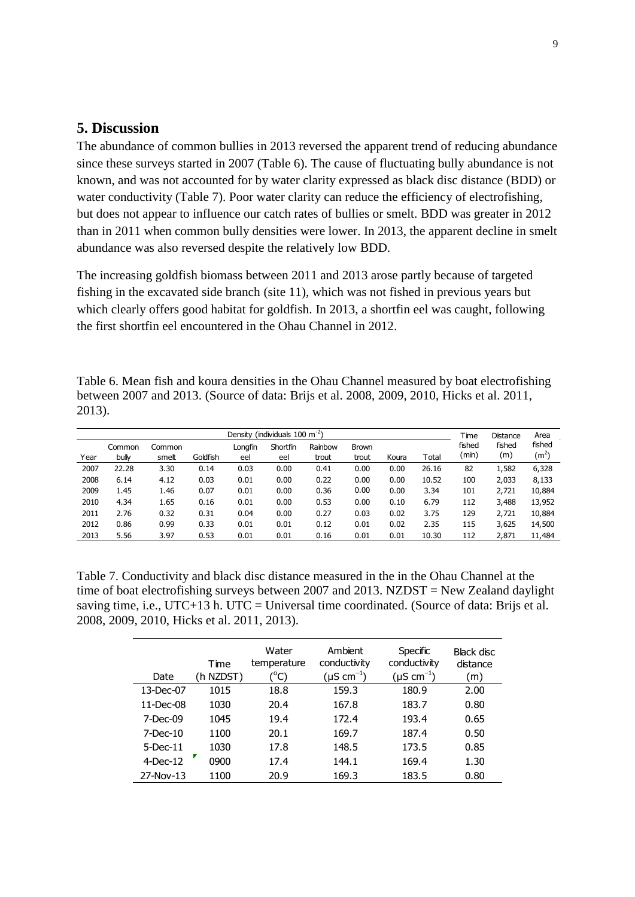## 5. Discussion

The abundance of common bullies in 2013 reversed the apparent trend of reducing abundance since these surveys started in 2007 (Table 6). The cause of fluctuating bully abundance is not known, and was not accounted for by water clarity expressed as black disc distance (BDD) or water conductivity (Table 7). Poor water clarity can reduce the efficiency of electrofishing, but does not appear to influence our catch rates of bullies or smelt. BDD was greater in 2012 than in 2011 when common bully densities were lower. In 2013, the apparent decline in smelt abundance was also reversed despite the relatively low BDD.

The increasing goldfish biomass between 2011 and 2013 arose partly because of targeted fishing in the excavated side branch (site 11), which was not fished in previous years but which clearly offers good habitat for goldfish. In 2013, a shortfin eel was caught, following the first shortfin eel encountered in the Ohau Channel in 2012.

Table 6. Mean fish and koura densities in the Ohau Channel measured by boat electrofishing between 2007 and 2013. (Source of data: Brijs et al. 2008, 2009, 2010, Hicks et al. 2011, 2013).

| | Density (individuals 100 $m^{-2}$) | | | | | | | | | Time | Distance | Area |
|---|---|---|---|---|---|---|---|---|---|---|---|---|
| Year | Common bully | Common smelt | Goldfish | Longfin eel | Shortfin eel | Rainbow trout | Brown trout | Koura | Total | fished (min) | fished (m) | fished ($m^2$) |
| 2007 | 22.28 | 3.30 | 0.14 | 0.03 | 0.00 | 0.41 | 0.00 | 0.00 | 26.16 | 82 | 1,582 | 6,328 |
| 2008 | 6.14 | 4.12 | 0.03 | 0.01 | 0.00 | 0.22 | 0.00 | 0.00 | 10.52 | 100 | 2,033 | 8,133 |
| 2009 | 1.45 | 1.46 | 0.07 | 0.01 | 0.00 | 0.36 | 0.00 | 0.00 | 3.34 | 101 | 2,721 | 10,884 |
| 2010 | 4.34 | 1.65 | 0.16 | 0.01 | 0.00 | 0.53 | 0.00 | 0.10 | 6.79 | 112 | 3,488 | 13,952 |
| 2011 | 2.76 | 0.32 | 0.31 | 0.04 | 0.00 | 0.27 | 0.03 | 0.02 | 3.75 | 129 | 2,721 | 10,884 |
| 2012 | 0.86 | 0.99 | 0.33 | 0.01 | 0.01 | 0.12 | 0.01 | 0.02 | 2.35 | 115 | 3,625 | 14,500 |
| 2013 | 5.56 | 3.97 | 0.53 | 0.01 | 0.01 | 0.16 | 0.01 | 0.01 | 10.30 | 112 | 2,871 | 11,484 |

Table 7. Conductivity and black disc distance measured in the in the Ohau Channel at the time of boat electrofishing surveys between 2007 and 2013. NZDST = New Zealand daylight saving time, i.e., UTC+13 h. UTC = Universal time coordinated. (Source of data: Brijs et al. 2008, 2009, 2010, Hicks et al. 2011, 2013).

| Date | Time (h NZDST) | Water temperature (°C) | Ambient conductivity (μS $cm^{-1}$) | Specific conductivity (μS $cm^{-1}$) | Black disc distance (m) |
|---|---|---|---|---|---|
| 13-Dec-07 | 1015 | 18.8 | 159.3 | 180.9 | 2.00 |
| 11-Dec-08 | 1030 | 20.4 | 167.8 | 183.7 | 0.80 |
| 7-Dec-09 | 1045 | 19.4 | 172.4 | 193.4 | 0.65 |
| 7-Dec-10 | 1100 | 20.1 | 169.7 | 187.4 | 0.50 |
| 5-Dec-11 | 1030 | 17.8 | 148.5 | 173.5 | 0.85 |
| 4-Dec-12 | 0900 | 17.4 | 144.1 | 169.4 | 1.30 |
| 27-Nov-13 | 1100 | 20.9 | 169.3 | 183.5 | 0.80 |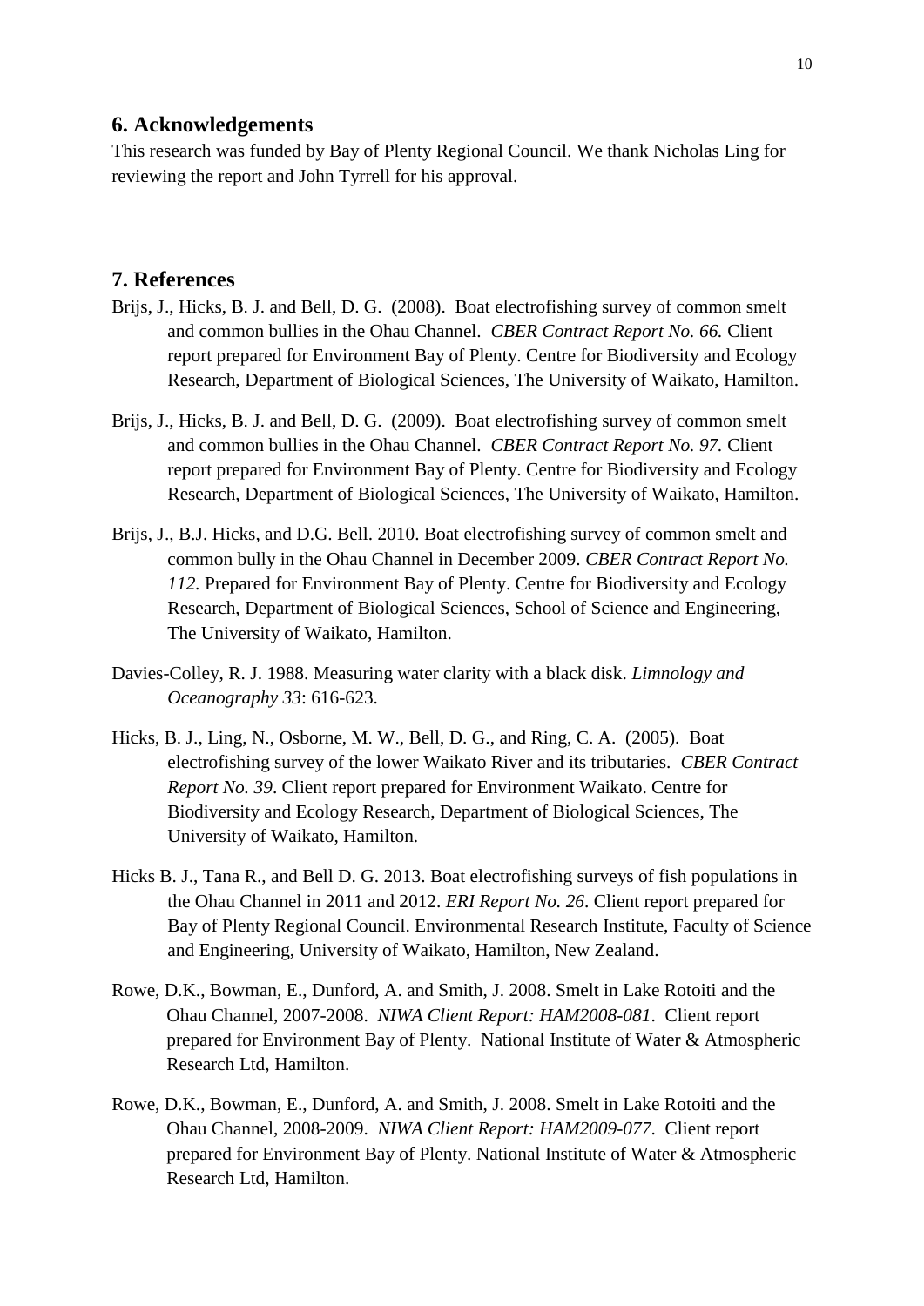## 6. Acknowledgements

This research was funded by Bay of Plenty Regional Council. We thank Nicholas Ling for reviewing the report and John Tyrrell for his approval.

## 7. References

Brijs, J., Hicks, B. J. and Bell, D. G. (2008). Boat electrofishing survey of common smelt and common bullies in the Ohau Channel. *CBER Contract Report No. 66.* Client report prepared for Environment Bay of Plenty. Centre for Biodiversity and Ecology Research, Department of Biological Sciences, The University of Waikato, Hamilton.

Brijs, J., Hicks, B. J. and Bell, D. G. (2009). Boat electrofishing survey of common smelt and common bullies in the Ohau Channel. *CBER Contract Report No. 97.* Client report prepared for Environment Bay of Plenty. Centre for Biodiversity and Ecology Research, Department of Biological Sciences, The University of Waikato, Hamilton.

Brijs, J., B.J. Hicks, and D.G. Bell. 2010. Boat electrofishing survey of common smelt and common bully in the Ohau Channel in December 2009. *CBER Contract Report No. 112.* Prepared for Environment Bay of Plenty. Centre for Biodiversity and Ecology Research, Department of Biological Sciences, School of Science and Engineering, The University of Waikato, Hamilton.

Davies-Colley, R. J. 1988. Measuring water clarity with a black disk. *Limnology and Oceanography 33*: 616-623.

Hicks, B. J., Ling, N., Osborne, M. W., Bell, D. G., and Ring, C. A. (2005). Boat electrofishing survey of the lower Waikato River and its tributaries. *CBER Contract Report No. 39*. Client report prepared for Environment Waikato. Centre for Biodiversity and Ecology Research, Department of Biological Sciences, The University of Waikato, Hamilton.

Hicks B. J., Tana R., and Bell D. G. 2013. Boat electrofishing surveys of fish populations in the Ohau Channel in 2011 and 2012. *ERI Report No. 26*. Client report prepared for Bay of Plenty Regional Council. Environmental Research Institute, Faculty of Science and Engineering, University of Waikato, Hamilton, New Zealand.

Rowe, D.K., Bowman, E., Dunford, A. and Smith, J. 2008. Smelt in Lake Rotoiti and the Ohau Channel, 2007-2008. *NIWA Client Report: HAM2008-081*. Client report prepared for Environment Bay of Plenty. National Institute of Water & Atmospheric Research Ltd, Hamilton.

Rowe, D.K., Bowman, E., Dunford, A. and Smith, J. 2008. Smelt in Lake Rotoiti and the Ohau Channel, 2008-2009. *NIWA Client Report: HAM2009-077*. Client report prepared for Environment Bay of Plenty. National Institute of Water & Atmospheric Research Ltd, Hamilton.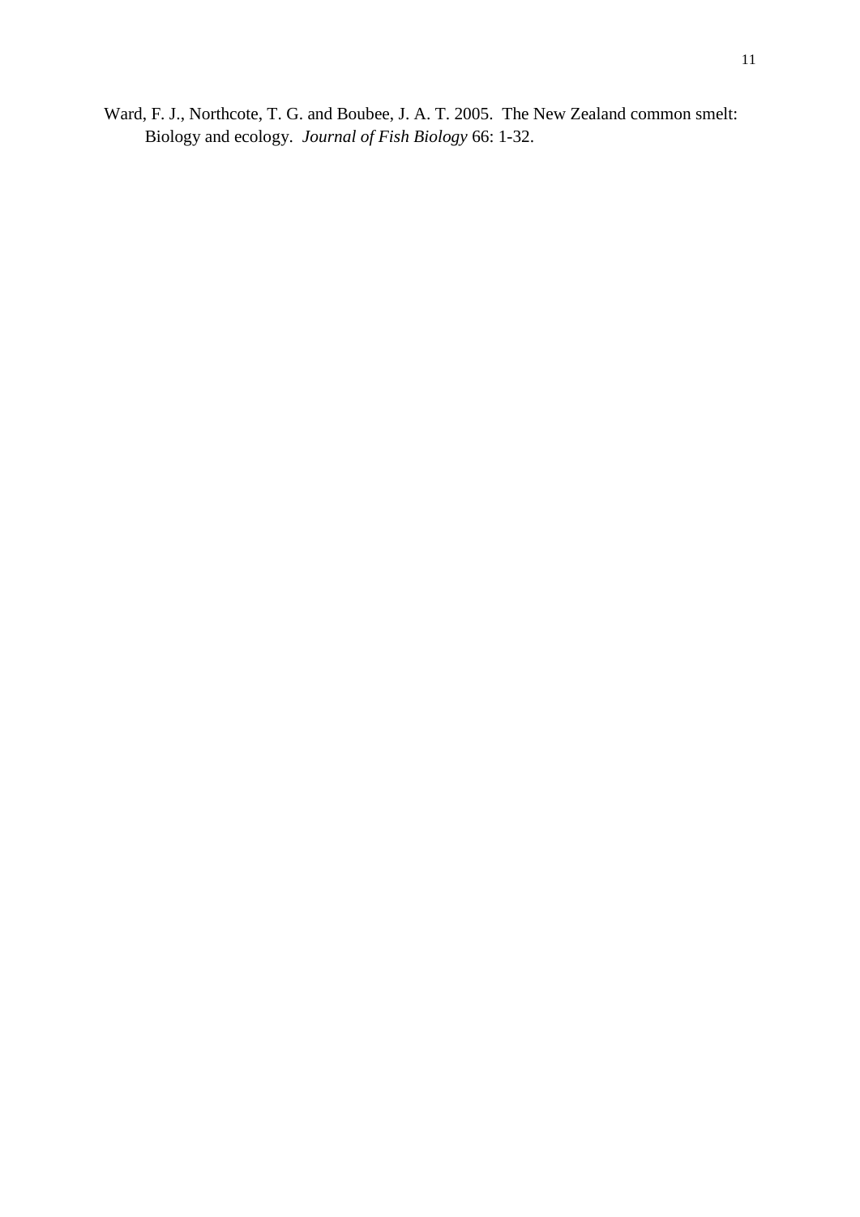Ward, F. J., Northcote, T. G. and Boubee, J. A. T. 2005. The New Zealand common smelt: Biology and ecology. *Journal of Fish Biology* 66: 1-32.